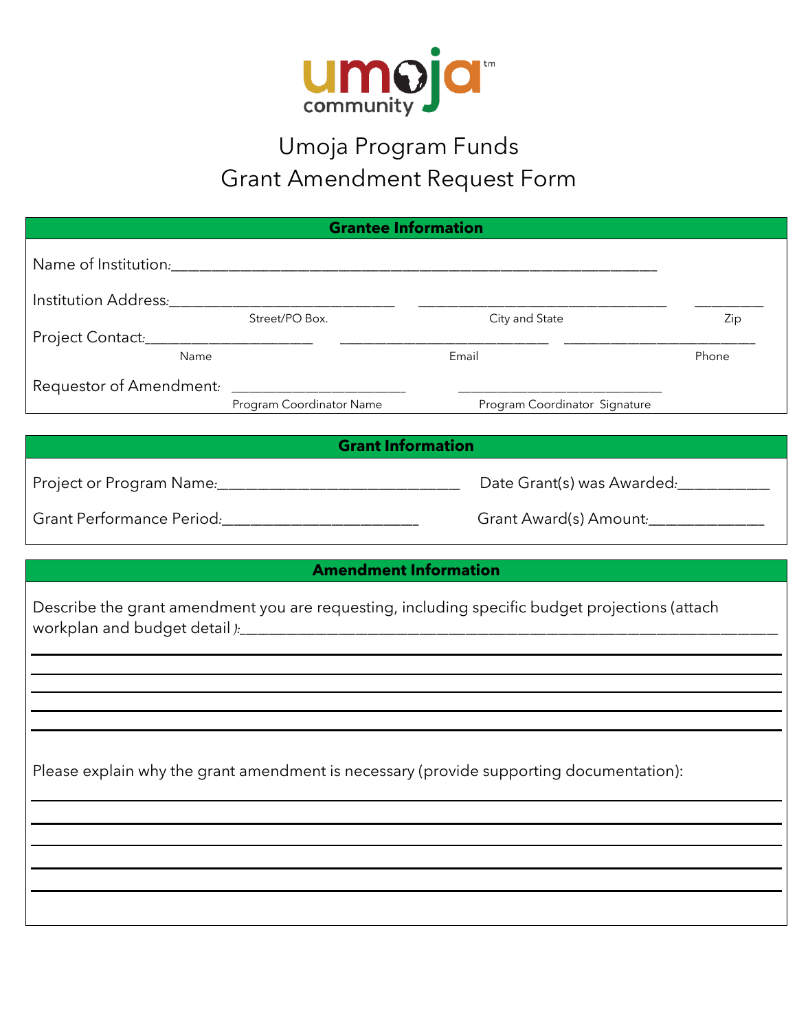umoja community™

# Umoja Program Funds
# Grant Amendment Request Form

## Grantee Information

Name of Institution:_______________________________________________

Institution Address:_______________________ _______________________ ________
Street/PO Box. City and State Zip

Project Contact:___________________ ___________________ ___________________
Name Email Phone

Requestor of Amendment: ___________________ ___________________
Program Coordinator Name Program Coordinator Signature

## Grant Information

Project or Program Name:_______________________ Date Grant(s) was Awarded:__________

Grant Performance Period:_______________________ Grant Award(s) Amount:____________

## Amendment Information

Describe the grant amendment you are requesting, including specific budget projections (attach workplan and budget detail ):_______________________________________________

_______________________________________________

_______________________________________________

_______________________________________________

_______________________________________________

_______________________________________________

Please explain why the grant amendment is necessary (provide supporting documentation):

_______________________________________________

_______________________________________________

_______________________________________________

_______________________________________________

_______________________________________________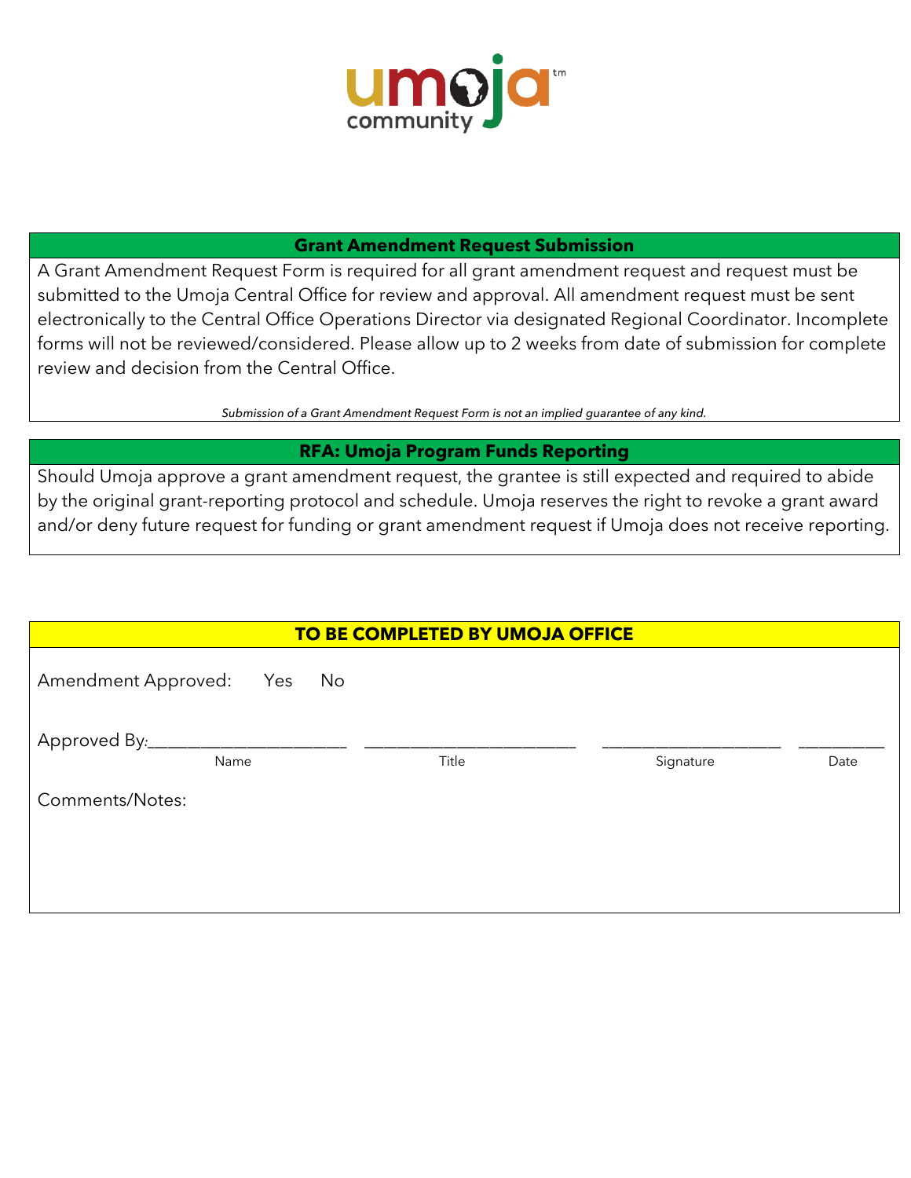umoja community ™

## Grant Amendment Request Submission

A Grant Amendment Request Form is required for all grant amendment request and request must be submitted to the Umoja Central Office for review and approval. All amendment request must be sent electronically to the Central Office Operations Director via designated Regional Coordinator. Incomplete forms will not be reviewed/considered. Please allow up to 2 weeks from date of submission for complete review and decision from the Central Office.

*Submission of a Grant Amendment Request Form is not an implied guarantee of any kind.*

## RFA: Umoja Program Funds Reporting

Should Umoja approve a grant amendment request, the grantee is still expected and required to abide by the original grant-reporting protocol and schedule. Umoja reserves the right to revoke a grant award and/or deny future request for funding or grant amendment request if Umoja does not receive reporting.

## TO BE COMPLETED BY UMOJA OFFICE

Amendment Approved: Yes No

Approved By:______________________ ______________________ ____________________ __________

Name Title Signature Date

Comments/Notes: